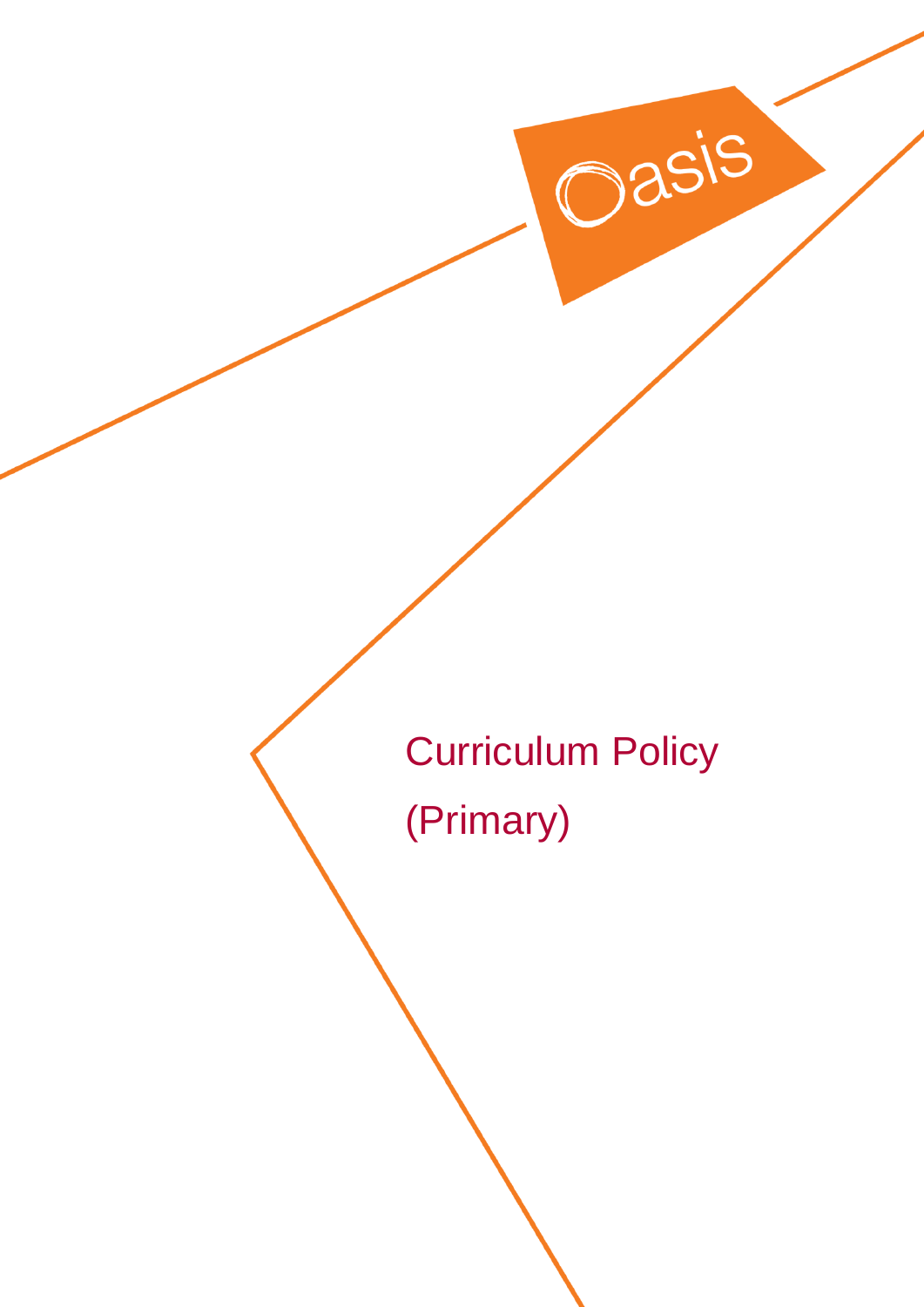Oasis

# Curriculum Policy

# (Primary)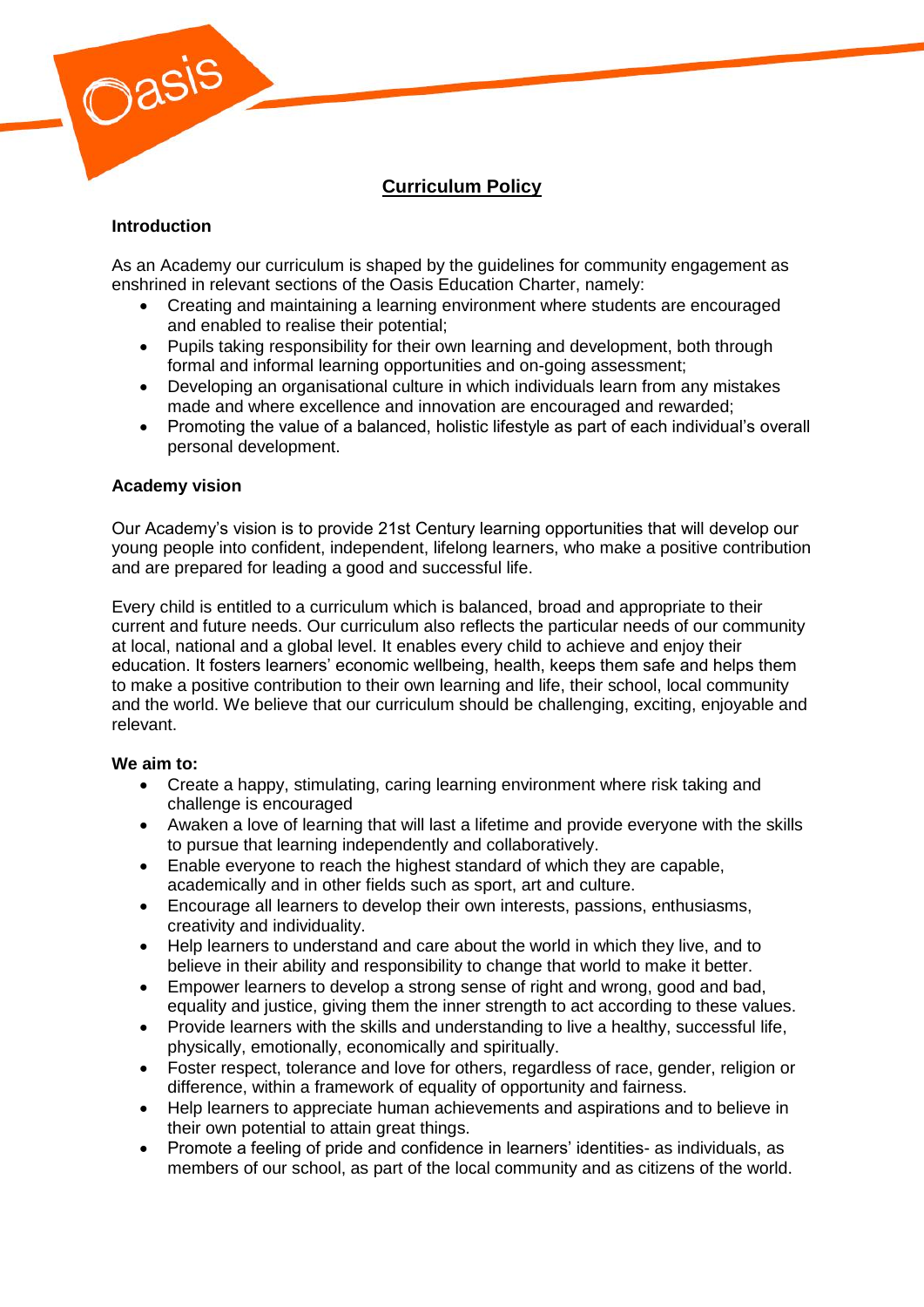# Curriculum Policy

## Introduction

As an Academy our curriculum is shaped by the guidelines for community engagement as enshrined in relevant sections of the Oasis Education Charter, namely:

- Creating and maintaining a learning environment where students are encouraged and enabled to realise their potential;
- Pupils taking responsibility for their own learning and development, both through formal and informal learning opportunities and on-going assessment;
- Developing an organisational culture in which individuals learn from any mistakes made and where excellence and innovation are encouraged and rewarded;
- Promoting the value of a balanced, holistic lifestyle as part of each individual's overall personal development.

## Academy vision

Our Academy's vision is to provide 21st Century learning opportunities that will develop our young people into confident, independent, lifelong learners, who make a positive contribution and are prepared for leading a good and successful life.

Every child is entitled to a curriculum which is balanced, broad and appropriate to their current and future needs. Our curriculum also reflects the particular needs of our community at local, national and a global level. It enables every child to achieve and enjoy their education. It fosters learners' economic wellbeing, health, keeps them safe and helps them to make a positive contribution to their own learning and life, their school, local community and the world. We believe that our curriculum should be challenging, exciting, enjoyable and relevant.

**We aim to:**

- Create a happy, stimulating, caring learning environment where risk taking and challenge is encouraged
- Awaken a love of learning that will last a lifetime and provide everyone with the skills to pursue that learning independently and collaboratively.
- Enable everyone to reach the highest standard of which they are capable, academically and in other fields such as sport, art and culture.
- Encourage all learners to develop their own interests, passions, enthusiasms, creativity and individuality.
- Help learners to understand and care about the world in which they live, and to believe in their ability and responsibility to change that world to make it better.
- Empower learners to develop a strong sense of right and wrong, good and bad, equality and justice, giving them the inner strength to act according to these values.
- Provide learners with the skills and understanding to live a healthy, successful life, physically, emotionally, economically and spiritually.
- Foster respect, tolerance and love for others, regardless of race, gender, religion or difference, within a framework of equality of opportunity and fairness.
- Help learners to appreciate human achievements and aspirations and to believe in their own potential to attain great things.
- Promote a feeling of pride and confidence in learners' identities- as individuals, as members of our school, as part of the local community and as citizens of the world.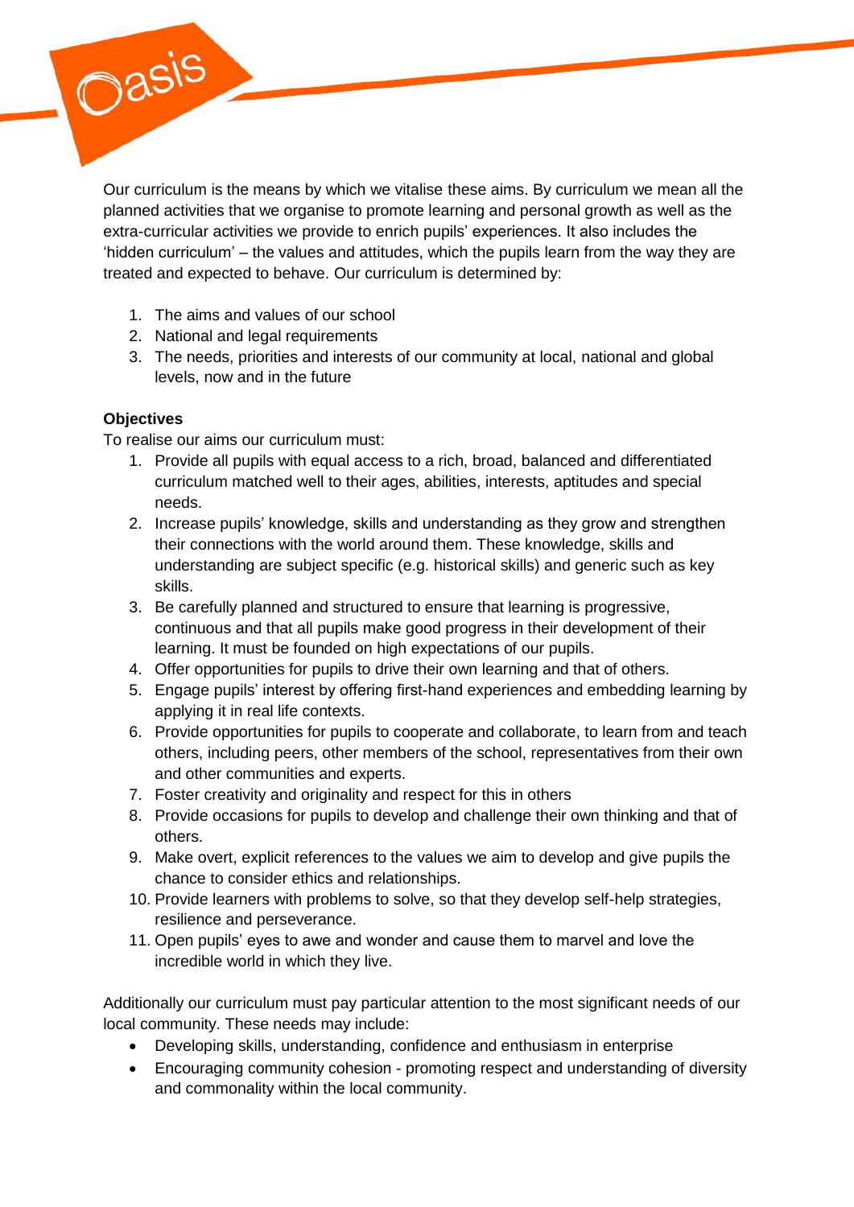Our curriculum is the means by which we vitalise these aims. By curriculum we mean all the planned activities that we organise to promote learning and personal growth as well as the extra-curricular activities we provide to enrich pupils' experiences. It also includes the 'hidden curriculum' – the values and attitudes, which the pupils learn from the way they are treated and expected to behave. Our curriculum is determined by:

1. The aims and values of our school
2. National and legal requirements
3. The needs, priorities and interests of our community at local, national and global levels, now and in the future

**Objectives**

To realise our aims our curriculum must:

1. Provide all pupils with equal access to a rich, broad, balanced and differentiated curriculum matched well to their ages, abilities, interests, aptitudes and special needs.
2. Increase pupils' knowledge, skills and understanding as they grow and strengthen their connections with the world around them. These knowledge, skills and understanding are subject specific (e.g. historical skills) and generic such as key skills.
3. Be carefully planned and structured to ensure that learning is progressive, continuous and that all pupils make good progress in their development of their learning. It must be founded on high expectations of our pupils.
4. Offer opportunities for pupils to drive their own learning and that of others.
5. Engage pupils' interest by offering first-hand experiences and embedding learning by applying it in real life contexts.
6. Provide opportunities for pupils to cooperate and collaborate, to learn from and teach others, including peers, other members of the school, representatives from their own and other communities and experts.
7. Foster creativity and originality and respect for this in others
8. Provide occasions for pupils to develop and challenge their own thinking and that of others.
9. Make overt, explicit references to the values we aim to develop and give pupils the chance to consider ethics and relationships.
10. Provide learners with problems to solve, so that they develop self-help strategies, resilience and perseverance.
11. Open pupils' eyes to awe and wonder and cause them to marvel and love the incredible world in which they live.

Additionally our curriculum must pay particular attention to the most significant needs of our local community. These needs may include:

- Developing skills, understanding, confidence and enthusiasm in enterprise
- Encouraging community cohesion - promoting respect and understanding of diversity and commonality within the local community.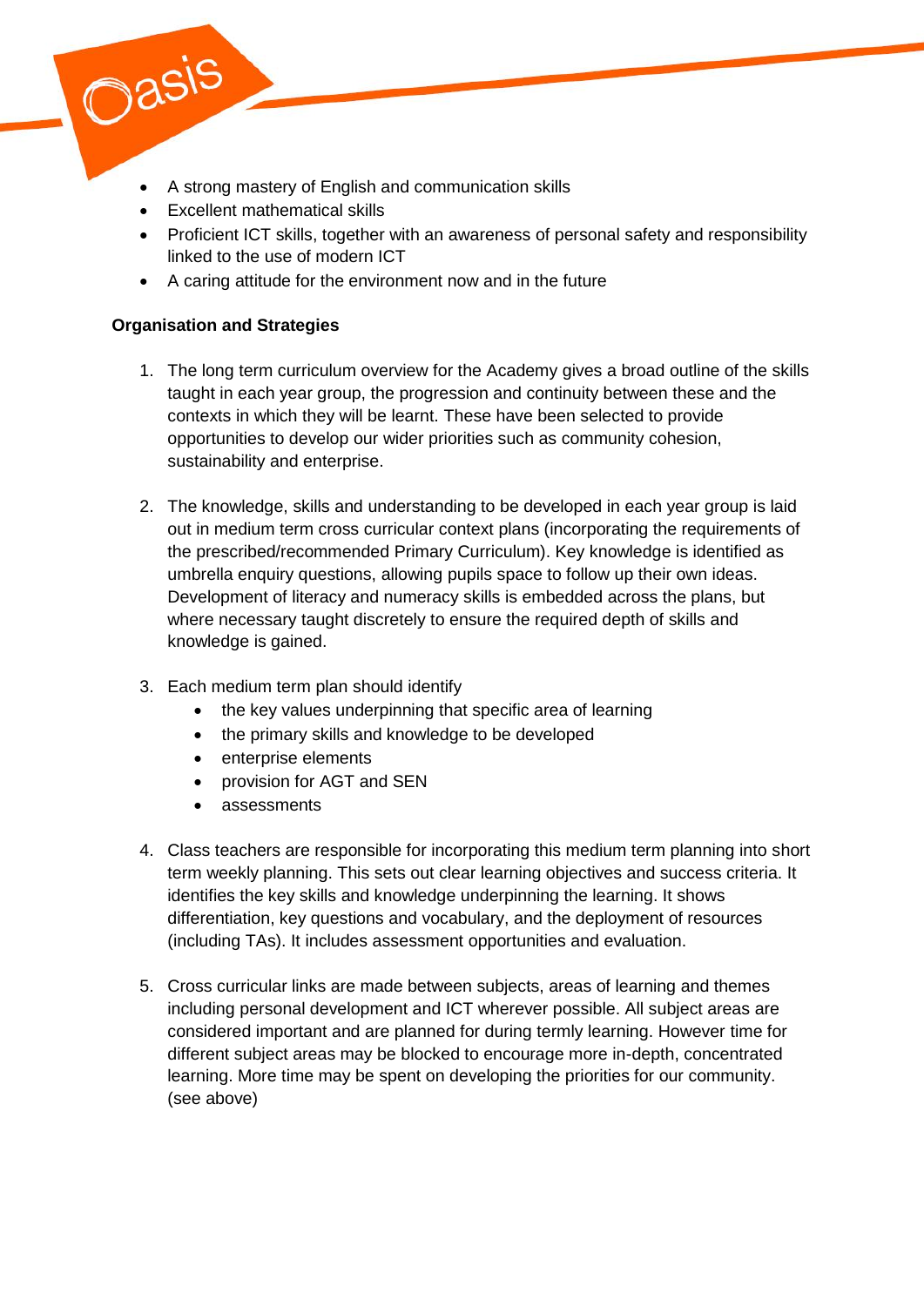- A strong mastery of English and communication skills
- Excellent mathematical skills
- Proficient ICT skills, together with an awareness of personal safety and responsibility linked to the use of modern ICT
- A caring attitude for the environment now and in the future

**Organisation and Strategies**

1. The long term curriculum overview for the Academy gives a broad outline of the skills taught in each year group, the progression and continuity between these and the contexts in which they will be learnt. These have been selected to provide opportunities to develop our wider priorities such as community cohesion, sustainability and enterprise.

2. The knowledge, skills and understanding to be developed in each year group is laid out in medium term cross curricular context plans (incorporating the requirements of the prescribed/recommended Primary Curriculum). Key knowledge is identified as umbrella enquiry questions, allowing pupils space to follow up their own ideas. Development of literacy and numeracy skills is embedded across the plans, but where necessary taught discretely to ensure the required depth of skills and knowledge is gained.

3. Each medium term plan should identify
   - the key values underpinning that specific area of learning
   - the primary skills and knowledge to be developed
   - enterprise elements
   - provision for AGT and SEN
   - assessments

4. Class teachers are responsible for incorporating this medium term planning into short term weekly planning. This sets out clear learning objectives and success criteria. It identifies the key skills and knowledge underpinning the learning. It shows differentiation, key questions and vocabulary, and the deployment of resources (including TAs). It includes assessment opportunities and evaluation.

5. Cross curricular links are made between subjects, areas of learning and themes including personal development and ICT wherever possible. All subject areas are considered important and are planned for during termly learning. However time for different subject areas may be blocked to encourage more in-depth, concentrated learning. More time may be spent on developing the priorities for our community. (see above)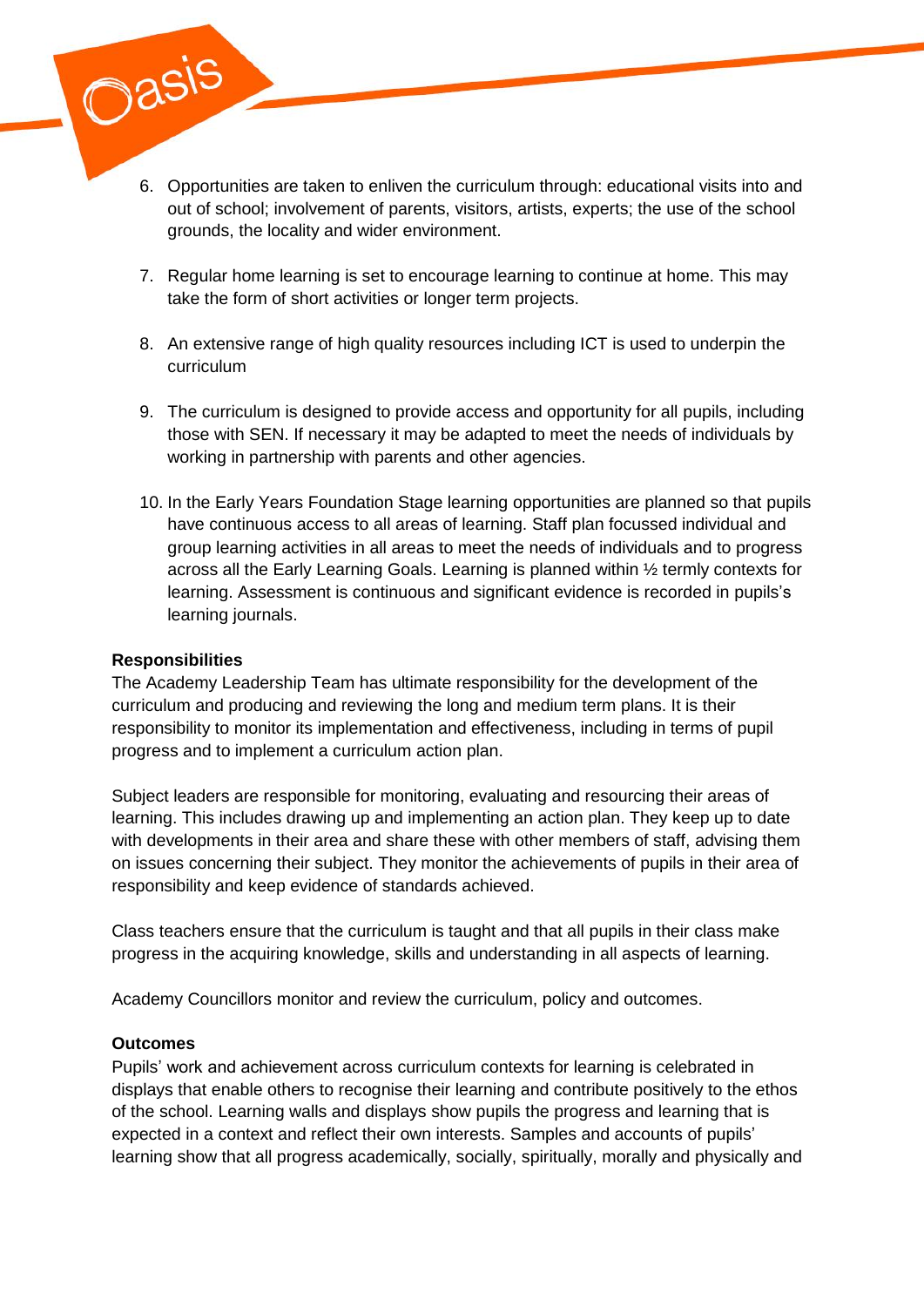6. Opportunities are taken to enliven the curriculum through: educational visits into and out of school; involvement of parents, visitors, artists, experts; the use of the school grounds, the locality and wider environment.

7. Regular home learning is set to encourage learning to continue at home. This may take the form of short activities or longer term projects.

8. An extensive range of high quality resources including ICT is used to underpin the curriculum

9. The curriculum is designed to provide access and opportunity for all pupils, including those with SEN. If necessary it may be adapted to meet the needs of individuals by working in partnership with parents and other agencies.

10. In the Early Years Foundation Stage learning opportunities are planned so that pupils have continuous access to all areas of learning. Staff plan focussed individual and group learning activities in all areas to meet the needs of individuals and to progress across all the Early Learning Goals. Learning is planned within ½ termly contexts for learning. Assessment is continuous and significant evidence is recorded in pupils's learning journals.

**Responsibilities**

The Academy Leadership Team has ultimate responsibility for the development of the curriculum and producing and reviewing the long and medium term plans. It is their responsibility to monitor its implementation and effectiveness, including in terms of pupil progress and to implement a curriculum action plan.

Subject leaders are responsible for monitoring, evaluating and resourcing their areas of learning. This includes drawing up and implementing an action plan. They keep up to date with developments in their area and share these with other members of staff, advising them on issues concerning their subject. They monitor the achievements of pupils in their area of responsibility and keep evidence of standards achieved.

Class teachers ensure that the curriculum is taught and that all pupils in their class make progress in the acquiring knowledge, skills and understanding in all aspects of learning.

Academy Councillors monitor and review the curriculum, policy and outcomes.

**Outcomes**

Pupils' work and achievement across curriculum contexts for learning is celebrated in displays that enable others to recognise their learning and contribute positively to the ethos of the school. Learning walls and displays show pupils the progress and learning that is expected in a context and reflect their own interests. Samples and accounts of pupils' learning show that all progress academically, socially, spiritually, morally and physically and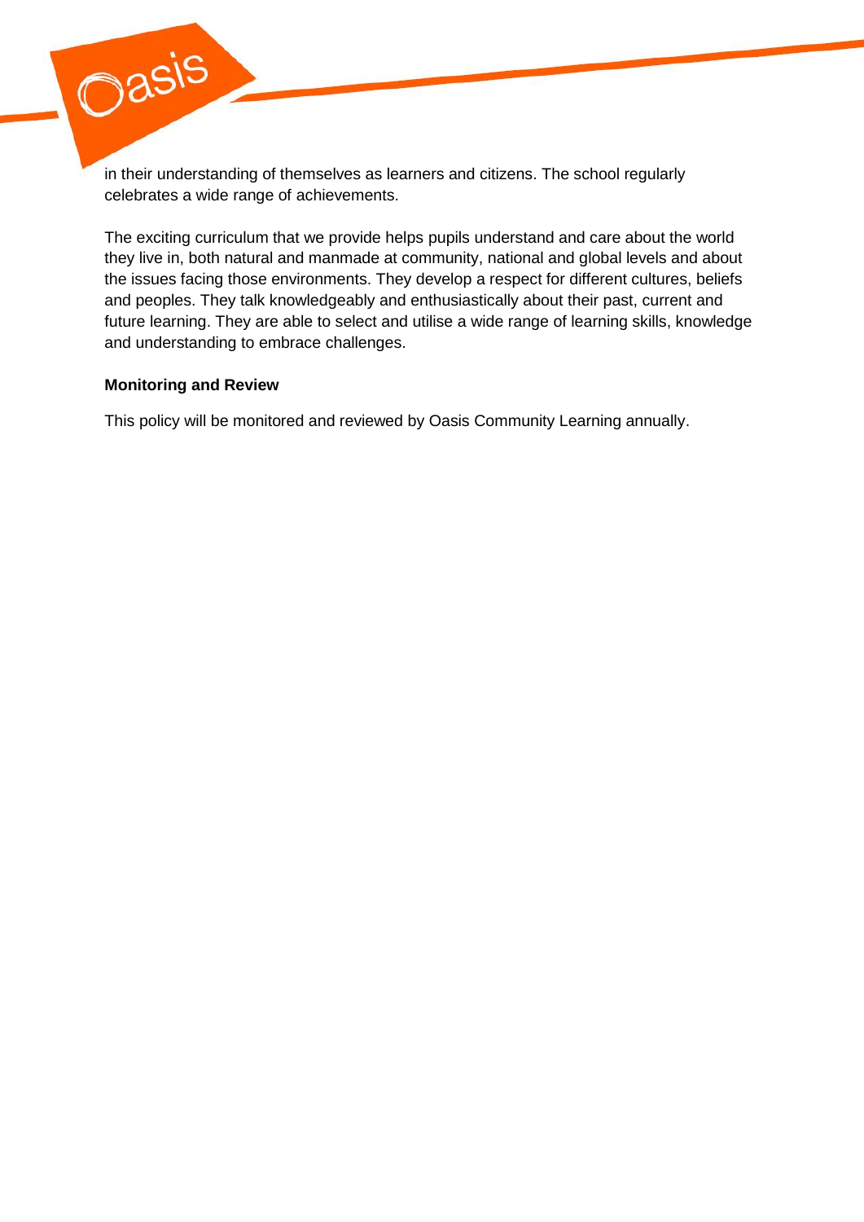in their understanding of themselves as learners and citizens. The school regularly celebrates a wide range of achievements.

The exciting curriculum that we provide helps pupils understand and care about the world they live in, both natural and manmade at community, national and global levels and about the issues facing those environments. They develop a respect for different cultures, beliefs and peoples. They talk knowledgeably and enthusiastically about their past, current and future learning. They are able to select and utilise a wide range of learning skills, knowledge and understanding to embrace challenges.

**Monitoring and Review**

This policy will be monitored and reviewed by Oasis Community Learning annually.